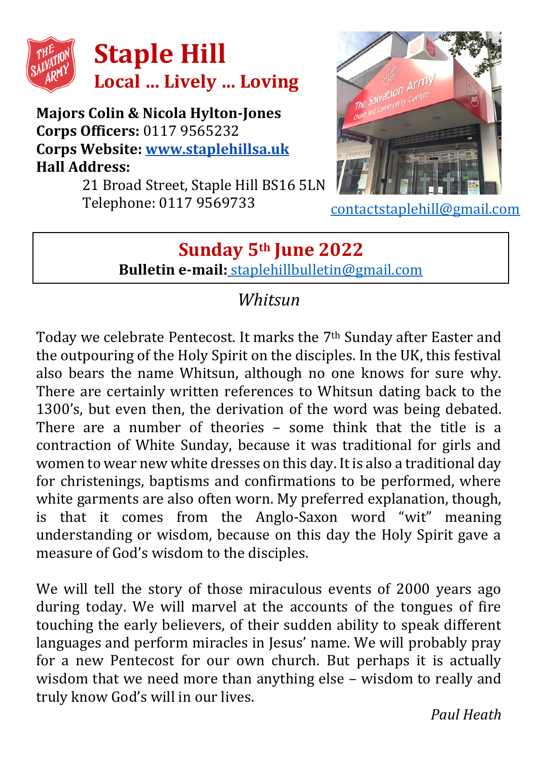# Staple Hill

## Local … Lively … Loving

**Majors Colin & Nicola Hylton-Jones**
**Corps Officers:** 0117 9565232
**Corps Website:** **www.staplehillsa.uk**
**Hall Address:**
21 Broad Street, Staple Hill BS16 5LN
Telephone: 0117 9569733

contactstaplehill@gmail.com

## Sunday 5th June 2022

**Bulletin e-mail:** staplehillbulletin@gmail.com

### *Whitsun*

Today we celebrate Pentecost. It marks the 7th Sunday after Easter and the outpouring of the Holy Spirit on the disciples. In the UK, this festival also bears the name Whitsun, although no one knows for sure why. There are certainly written references to Whitsun dating back to the 1300's, but even then, the derivation of the word was being debated. There are a number of theories – some think that the title is a contraction of White Sunday, because it was traditional for girls and women to wear new white dresses on this day. It is also a traditional day for christenings, baptisms and confirmations to be performed, where white garments are also often worn. My preferred explanation, though, is that it comes from the Anglo-Saxon word "wit" meaning understanding or wisdom, because on this day the Holy Spirit gave a measure of God's wisdom to the disciples.

We will tell the story of those miraculous events of 2000 years ago during today. We will marvel at the accounts of the tongues of fire touching the early believers, of their sudden ability to speak different languages and perform miracles in Jesus' name. We will probably pray for a new Pentecost for our own church. But perhaps it is actually wisdom that we need more than anything else – wisdom to really and truly know God's will in our lives.

*Paul Heath*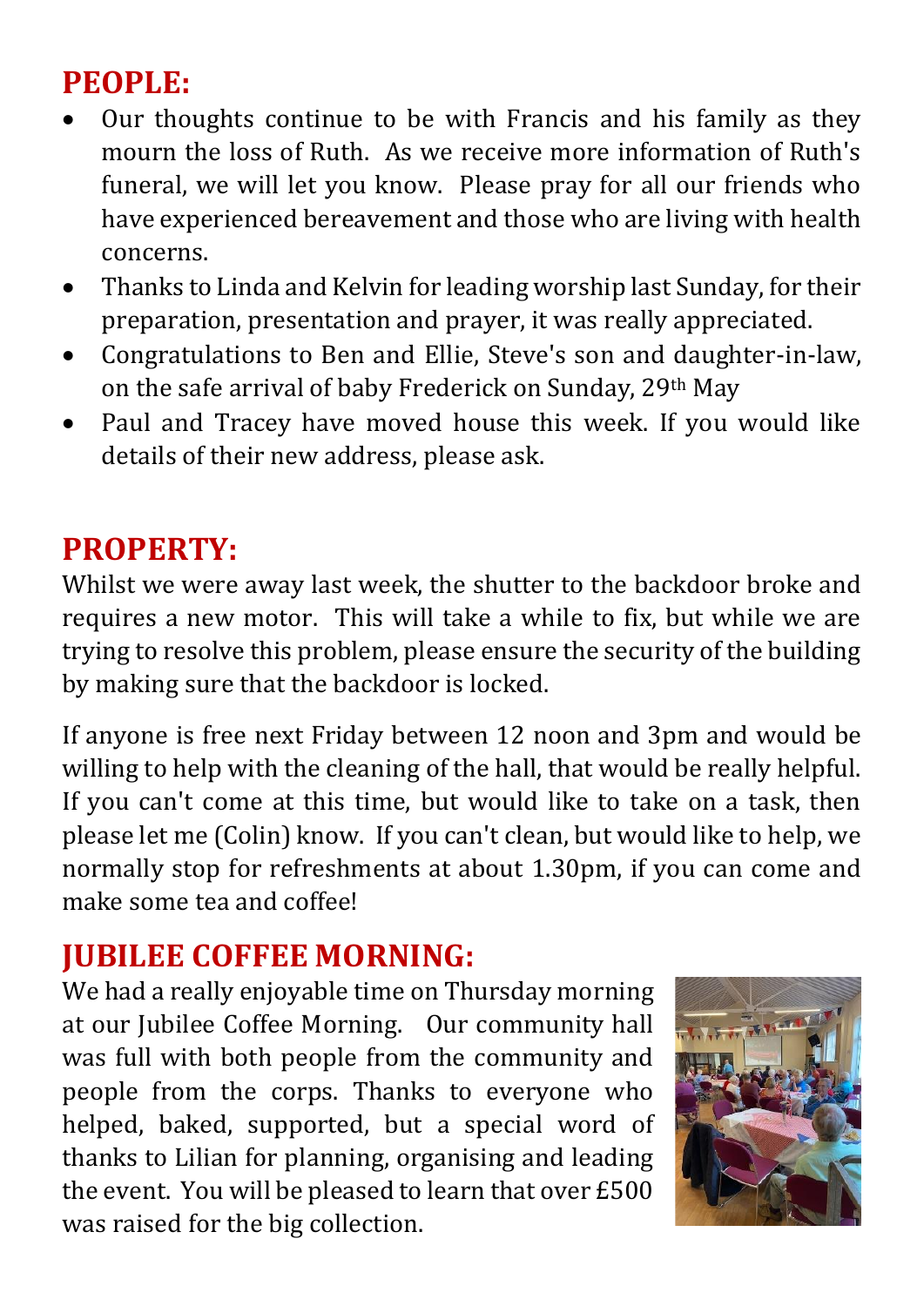## PEOPLE:

- Our thoughts continue to be with Francis and his family as they mourn the loss of Ruth. As we receive more information of Ruth's funeral, we will let you know. Please pray for all our friends who have experienced bereavement and those who are living with health concerns.
- Thanks to Linda and Kelvin for leading worship last Sunday, for their preparation, presentation and prayer, it was really appreciated.
- Congratulations to Ben and Ellie, Steve's son and daughter-in-law, on the safe arrival of baby Frederick on Sunday, 29th May
- Paul and Tracey have moved house this week. If you would like details of their new address, please ask.

## PROPERTY:

Whilst we were away last week, the shutter to the backdoor broke and requires a new motor. This will take a while to fix, but while we are trying to resolve this problem, please ensure the security of the building by making sure that the backdoor is locked.

If anyone is free next Friday between 12 noon and 3pm and would be willing to help with the cleaning of the hall, that would be really helpful. If you can't come at this time, but would like to take on a task, then please let me (Colin) know. If you can't clean, but would like to help, we normally stop for refreshments at about 1.30pm, if you can come and make some tea and coffee!

## JUBILEE COFFEE MORNING:

We had a really enjoyable time on Thursday morning at our Jubilee Coffee Morning. Our community hall was full with both people from the community and people from the corps. Thanks to everyone who helped, baked, supported, but a special word of thanks to Lilian for planning, organising and leading the event. You will be pleased to learn that over £500 was raised for the big collection.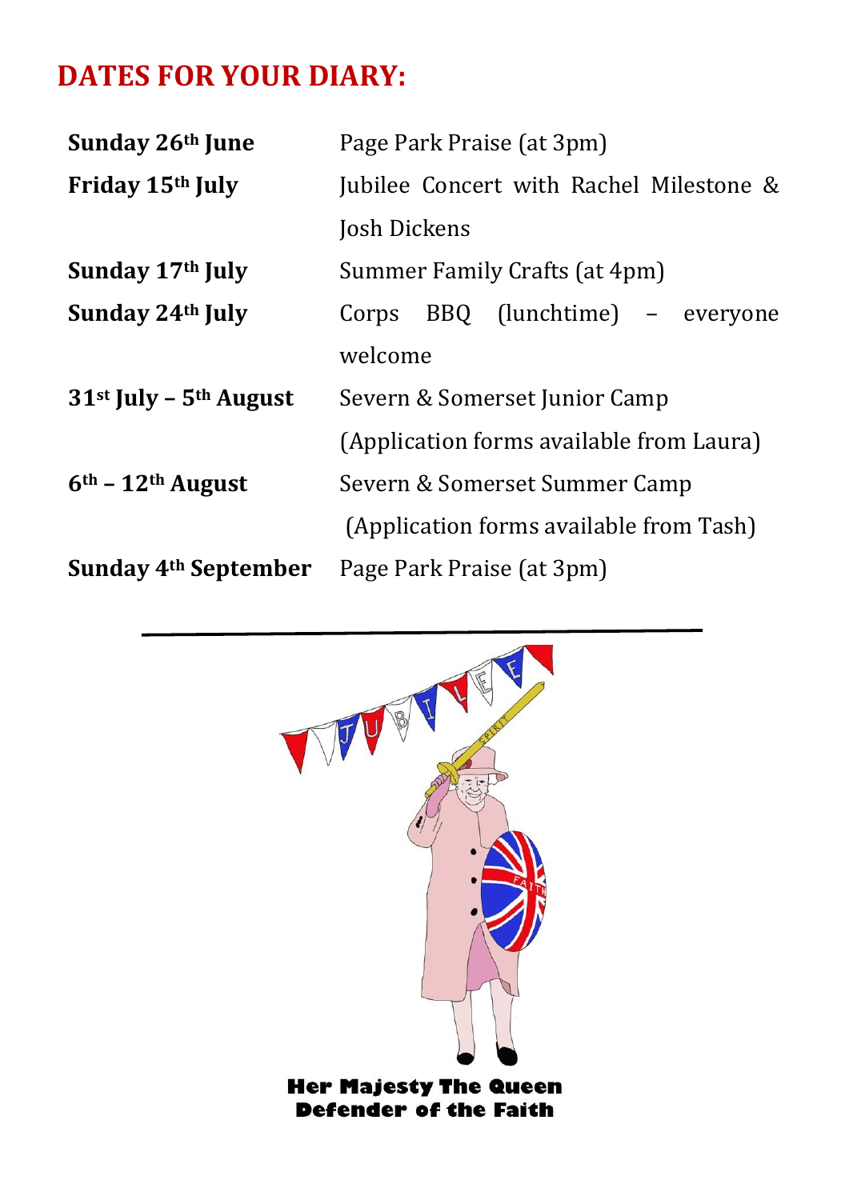## DATES FOR YOUR DIARY:

| | |
|---|---|
| **Sunday 26th June** | Page Park Praise (at 3pm) |
| **Friday 15th July** | Jubilee Concert with Rachel Milestone & Josh Dickens |
| **Sunday 17th July** | Summer Family Crafts (at 4pm) |
| **Sunday 24th July** | Corps BBQ (lunchtime) – everyone welcome |
| **31st July – 5th August** | Severn & Somerset Junior Camp (Application forms available from Laura) |
| **6th – 12th August** | Severn & Somerset Summer Camp (Application forms available from Tash) |
| **Sunday 4th September** | Page Park Praise (at 3pm) |

**Her Majesty The Queen**
**Defender of the Faith**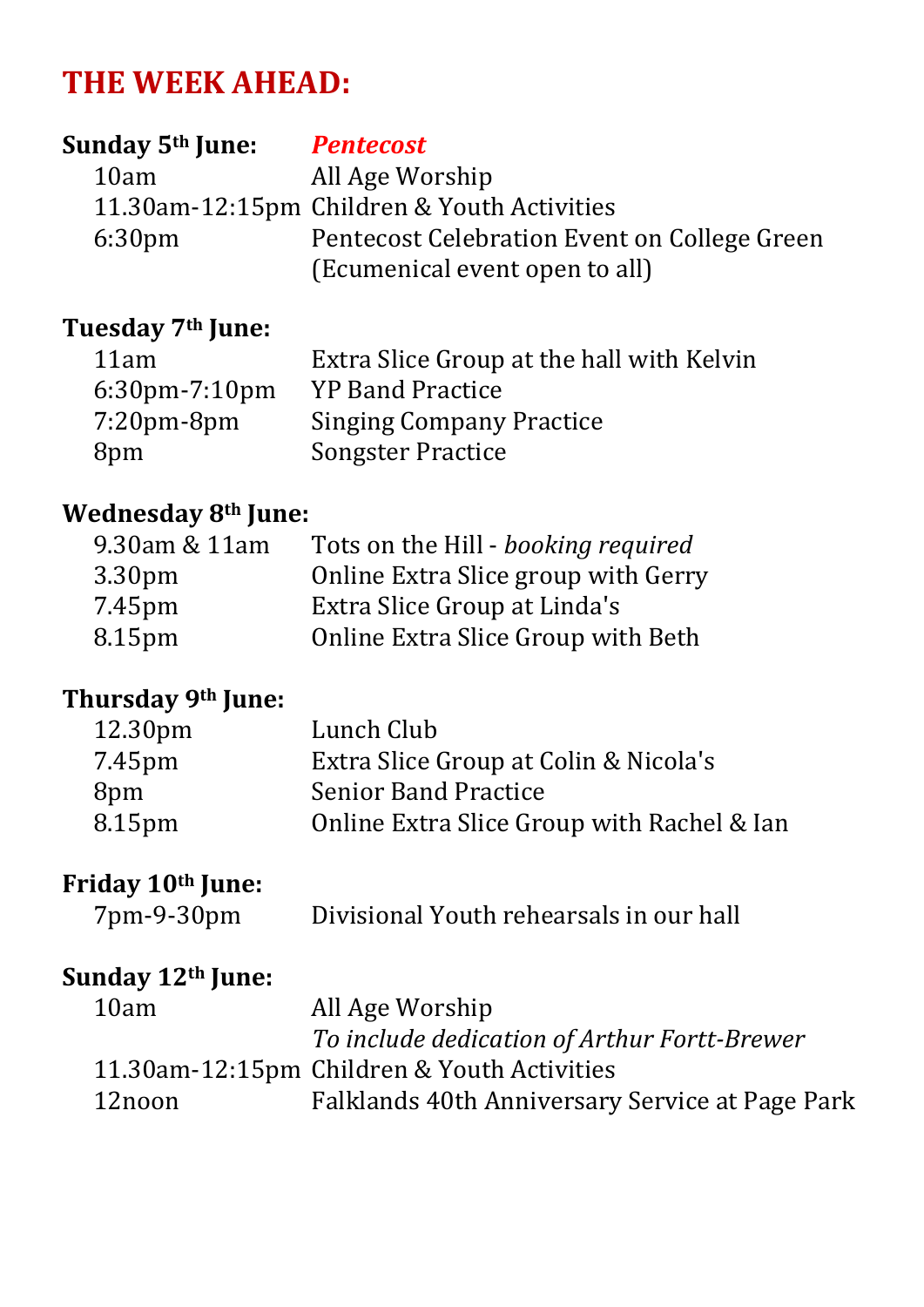## THE WEEK AHEAD:

| | |
|---|---|
| **Sunday 5th June:** | *Pentecost* |
| 10am | All Age Worship |
| 11.30am-12:15pm | Children & Youth Activities |
| 6:30pm | Pentecost Celebration Event on College Green (Ecumenical event open to all) |

| | |
|---|---|
| **Tuesday 7th June:** | |
| 11am | Extra Slice Group at the hall with Kelvin |
| 6:30pm-7:10pm | YP Band Practice |
| 7:20pm-8pm | Singing Company Practice |
| 8pm | Songster Practice |

| | |
|---|---|
| **Wednesday 8th June:** | |
| 9.30am & 11am | Tots on the Hill - *booking required* |
| 3.30pm | Online Extra Slice group with Gerry |
| 7.45pm | Extra Slice Group at Linda's |
| 8.15pm | Online Extra Slice Group with Beth |

| | |
|---|---|
| **Thursday 9th June:** | |
| 12.30pm | Lunch Club |
| 7.45pm | Extra Slice Group at Colin & Nicola's |
| 8pm | Senior Band Practice |
| 8.15pm | Online Extra Slice Group with Rachel & Ian |

| | |
|---|---|
| **Friday 10th June:** | |
| 7pm-9-30pm | Divisional Youth rehearsals in our hall |

| | |
|---|---|
| **Sunday 12th June:** | |
| 10am | All Age Worship *To include dedication of Arthur Fortt-Brewer* |
| 11.30am-12:15pm | Children & Youth Activities |
| 12noon | Falklands 40th Anniversary Service at Page Park |